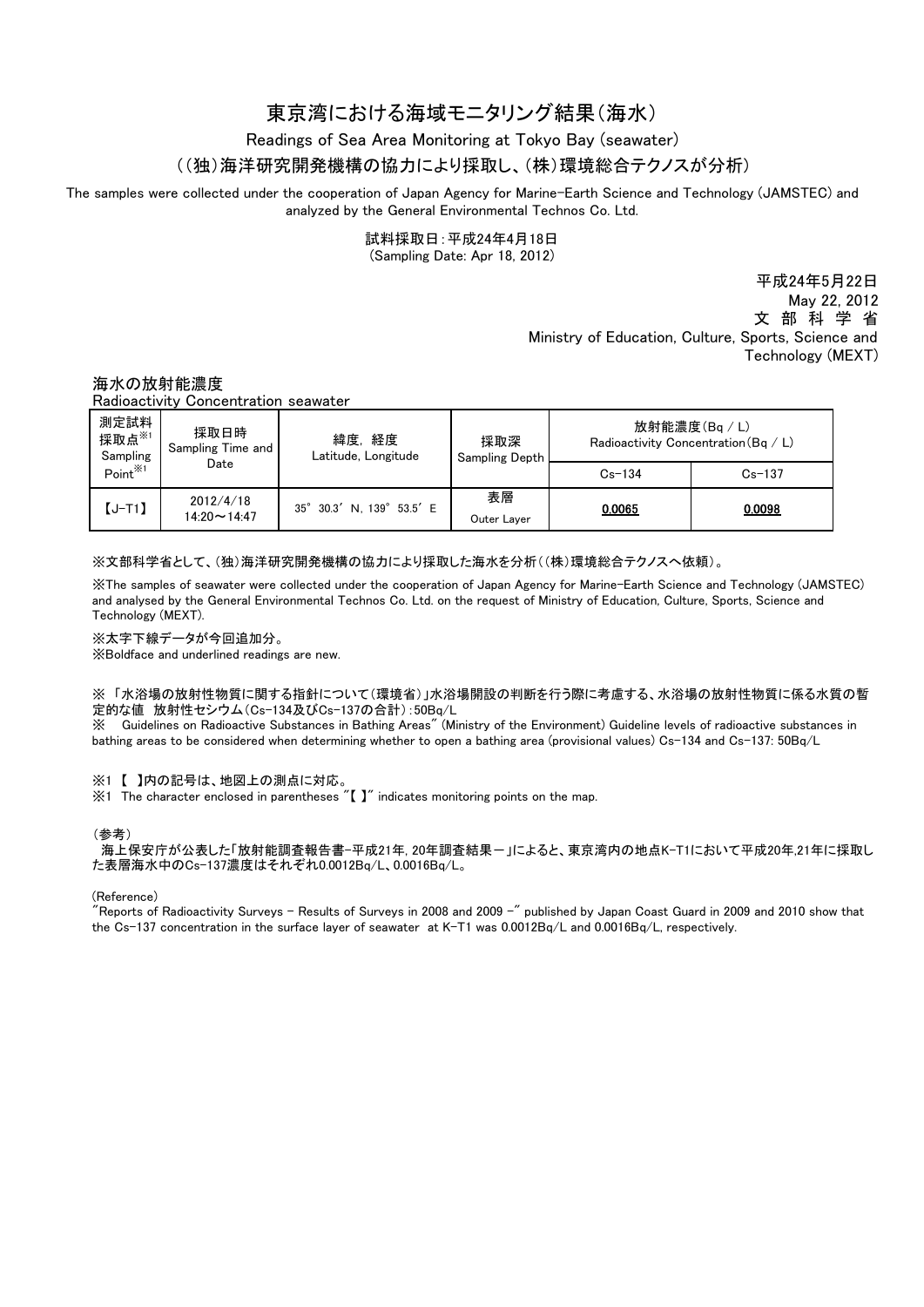# 東京湾における海域モニタリング結果（海水）

Readings of Sea Area Monitoring at Tokyo Bay (seawater)

（(独)海洋研究開発機構の協力により採取し、(株)環境総合テクノスが分析）

The samples were collected under the cooperation of Japan Agency for Marine-Earth Science and Technology (JAMSTEC) and analyzed by the General Environmental Technos Co. Ltd.

試料採取日：平成24年4月18日
(Sampling Date: Apr 18, 2012)

平成24年5月22日
May 22, 2012
文 部 科 学 省
Ministry of Education, Culture, Sports, Science and Technology (MEXT)

## 海水の放射能濃度

Radioactivity Concentration seawater

| 測定試料採取点※1 Sampling Point※1 | 採取日時 Sampling Time and Date | 緯度, 経度 Latitude, Longitude | 採取深 Sampling Depth | 放射能濃度(Bq / L) Radioactivity Concentration(Bq / L) | |
|---|---|---|---|---|---|
| | | | | Cs-134 | Cs-137 |
| 【J-T1】 | 2012/4/18 14:20～14:47 | 35° 30.3′ N, 139° 53.5′ E | 表層 Outer Layer | **<u>0.0065</u>** | **<u>0.0098</u>** |

※文部科学省として、(独)海洋研究開発機構の協力により採取した海水を分析（(株)環境総合テクノスへ依頼）。

※The samples of seawater were collected under the cooperation of Japan Agency for Marine-Earth Science and Technology (JAMSTEC) and analysed by the General Environmental Technos Co. Ltd. on the request of Ministry of Education, Culture, Sports, Science and Technology (MEXT).

※太字下線データが今回追加分。

※Boldface and underlined readings are new.

※ 「水浴場の放射性物質に関する指針について（環境省）」水浴場開設の判断を行う際に考慮する、水浴場の放射性物質に係る水質の暫定的な値　放射性セシウム（Cs-134及びCs-137の合計）：50Bq/L

※　Guidelines on Radioactive Substances in Bathing Areas" (Ministry of the Environment) Guideline levels of radioactive substances in bathing areas to be considered when determining whether to open a bathing area (provisional values) Cs-134 and Cs-137: 50Bq/L

※1 【　】内の記号は、地図上の測点に対応。

※1 The character enclosed in parentheses "【 】" indicates monitoring points on the map.

（参考）

海上保安庁が公表した「放射能調査報告書-平成21年, 20年調査結果－」によると、東京湾内の地点K-T1において平成20年,21年に採取した表層海水中のCs-137濃度はそれぞれ0.0012Bq/L、0.0016Bq/L。

(Reference)

"Reports of Radioactivity Surveys - Results of Surveys in 2008 and 2009 -" published by Japan Coast Guard in 2009 and 2010 show that the Cs-137 concentration in the surface layer of seawater at K-T1 was 0.0012Bq/L and 0.0016Bq/L, respectively.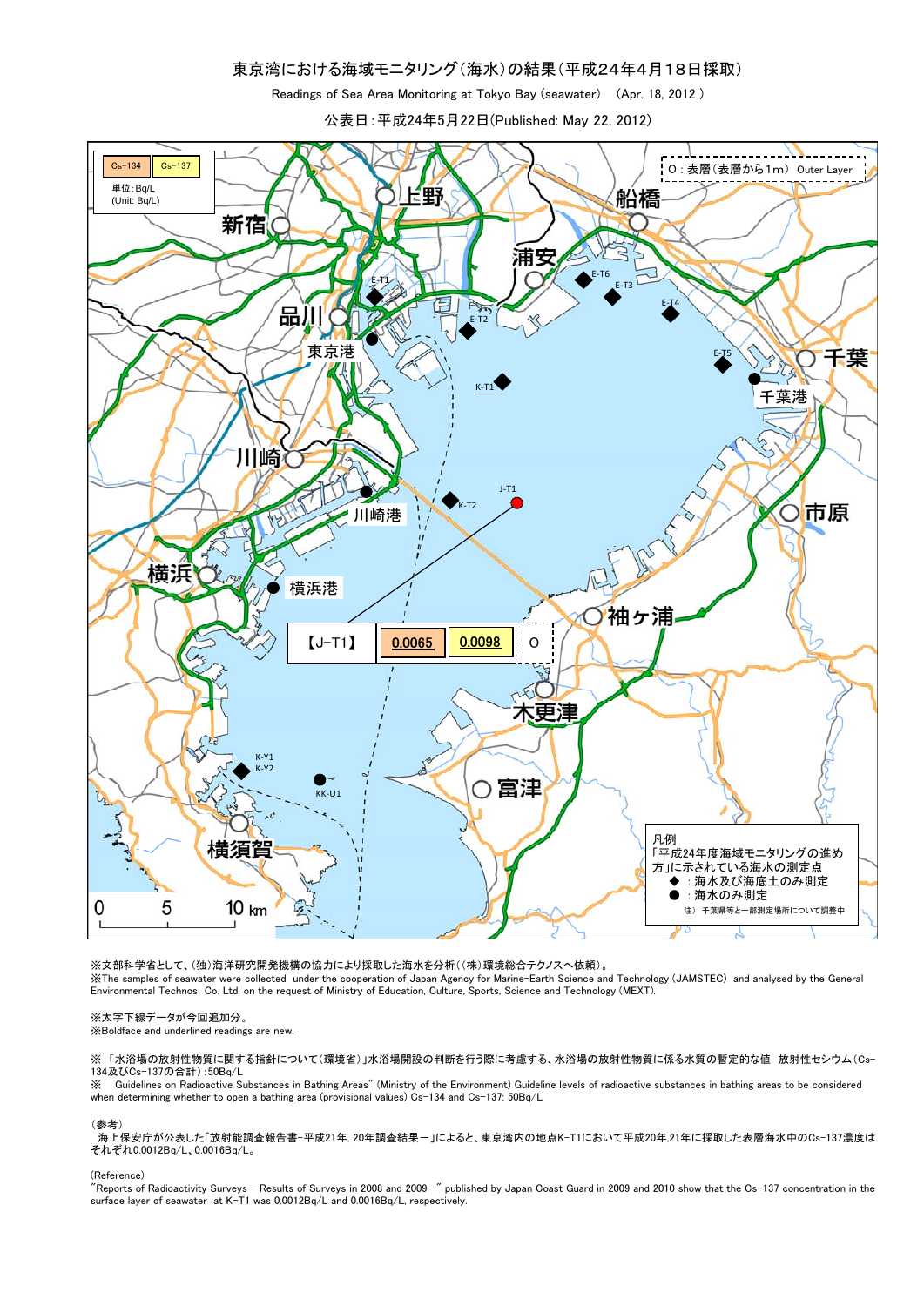# 東京湾における海域モニタリング（海水）の結果（平成24年4月18日採取）

Readings of Sea Area Monitoring at Tokyo Bay (seawater) (Apr. 18, 2012 )

公表日：平成24年5月22日(Published: May 22, 2012)

Cs-134 Cs-137
単位：Bq/L
(Unit: Bq/L)

O：表層（表層から1m） Outer Layer

上野
新宿
船橋
浦安
品川
東京港
千葉
千葉港
川崎
川崎港
市原
横浜
横浜港
袖ヶ浦
木更津
富津
横須賀

E-T1
E-T2
E-T3
E-T4
E-T5
E-T6
K-T1
K-T2
J-T1
K-Y1
K-Y2
KK-U1

【J-T1】 **0.0065** **0.0098** O

0 5 10 km

凡例
「平成24年度海域モニタリングの進め方」に示されている海水の測定点
◆：海水及び海底土のみ測定
●：海水のみ測定
注）千葉県等と一部測定場所について調整中

※文部科学省として、(独)海洋研究開発機構の協力により採取した海水を分析（(株)環境総合テクノスへ依頼）。
※The samples of seawater were collected under the cooperation of Japan Agency for Marine-Earth Science and Technology (JAMSTEC) and analysed by the General Environmental Technos Co. Ltd. on the request of Ministry of Education, Culture, Sports, Science and Technology (MEXT).

※太字下線データが今回追加分。
※Boldface and underlined readings are new.

※「水浴場の放射性物質に関する指針について（環境省）」水浴場開設の判断を行う際に考慮する、水浴場の放射性物質に係る水質の暫定的な値 放射性セシウム（Cs-134及びCs-137の合計）：50Bq/L
※ Guidelines on Radioactive Substances in Bathing Areas" (Ministry of the Environment) Guideline levels of radioactive substances in bathing areas to be considered when determining whether to open a bathing area (provisional values) Cs-134 and Cs-137: 50Bq/L

（参考）
海上保安庁が公表した「放射能調査報告書-平成21年，20年調査結果－」によると、東京湾内の地点K-T1において平成20年,21年に採取した表層海水中のCs-137濃度はそれぞれ0.0012Bq/L、0.0016Bq/L。

(Reference)
"Reports of Radioactivity Surveys - Results of Surveys in 2008 and 2009 -" published by Japan Coast Guard in 2009 and 2010 show that the Cs-137 concentration in the surface layer of seawater at K-T1 was 0.0012Bq/L and 0.0016Bq/L, respectively.